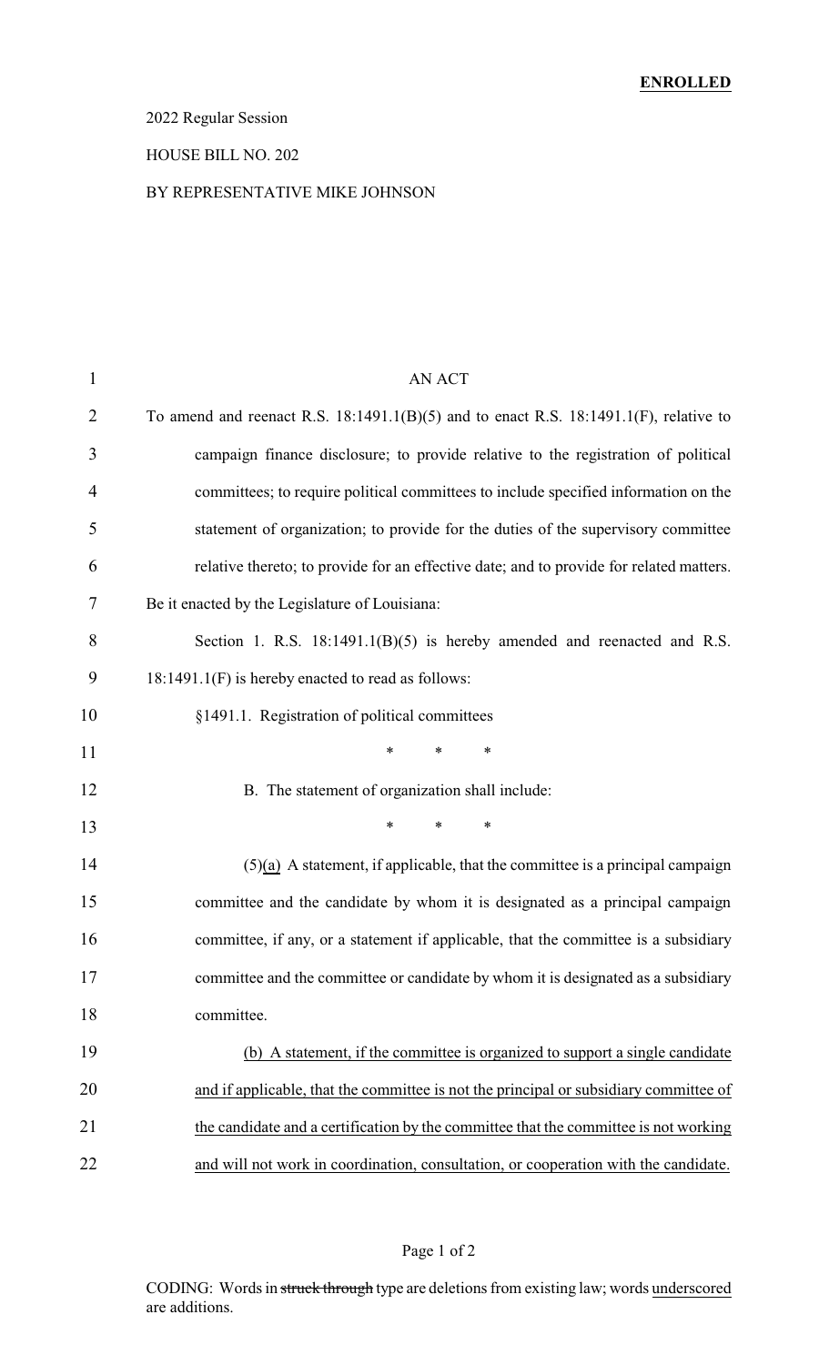**ENROLLED**

2022 Regular Session

HOUSE BILL NO. 202

BY REPRESENTATIVE MIKE JOHNSON

AN ACT

To amend and reenact R.S. 18:1491.1(B)(5) and to enact R.S. 18:1491.1(F), relative to campaign finance disclosure; to provide relative to the registration of political committees; to require political committees to include specified information on the statement of organization; to provide for the duties of the supervisory committee relative thereto; to provide for an effective date; and to provide for related matters.

Be it enacted by the Legislature of Louisiana:

Section 1. R.S. 18:1491.1(B)(5) is hereby amended and reenacted and R.S. 18:1491.1(F) is hereby enacted to read as follows:

§1491.1. Registration of political committees

\* \* \*

B. The statement of organization shall include:

\* \* \*

(5)<u>(a)</u> A statement, if applicable, that the committee is a principal campaign committee and the candidate by whom it is designated as a principal campaign committee, if any, or a statement if applicable, that the committee is a subsidiary committee and the committee or candidate by whom it is designated as a subsidiary committee.

<u>(b) A statement, if the committee is organized to support a single candidate and if applicable, that the committee is not the principal or subsidiary committee of the candidate and a certification by the committee that the committee is not working and will not work in coordination, consultation, or cooperation with the candidate.</u>

CODING: Words in ~~struck through~~ type are deletions from existing law; words <u>underscored</u> are additions.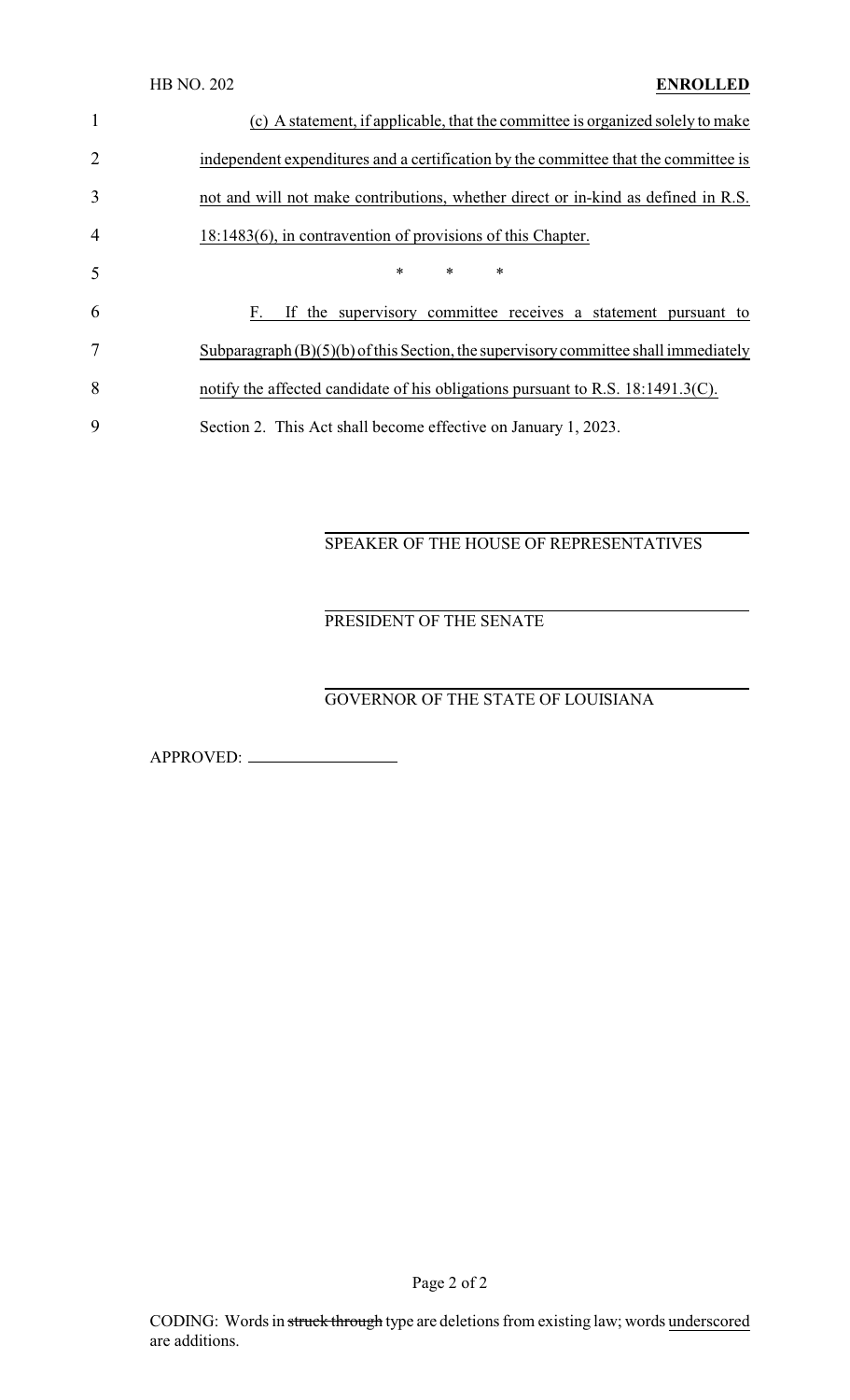HB NO. 202 **ENROLLED**

(c) A statement, if applicable, that the committee is organized solely to make independent expenditures and a certification by the committee that the committee is not and will not make contributions, whether direct or in-kind as defined in R.S. 18:1483(6), in contravention of provisions of this Chapter.

\* \* \*

F. If the supervisory committee receives a statement pursuant to Subparagraph (B)(5)(b) of this Section, the supervisory committee shall immediately notify the affected candidate of his obligations pursuant to R.S. 18:1491.3(C).

Section 2. This Act shall become effective on January 1, 2023.

SPEAKER OF THE HOUSE OF REPRESENTATIVES

PRESIDENT OF THE SENATE

GOVERNOR OF THE STATE OF LOUISIANA

APPROVED: ___________________

CODING: Words in ~~struck through~~ type are deletions from existing law; words underscored are additions.